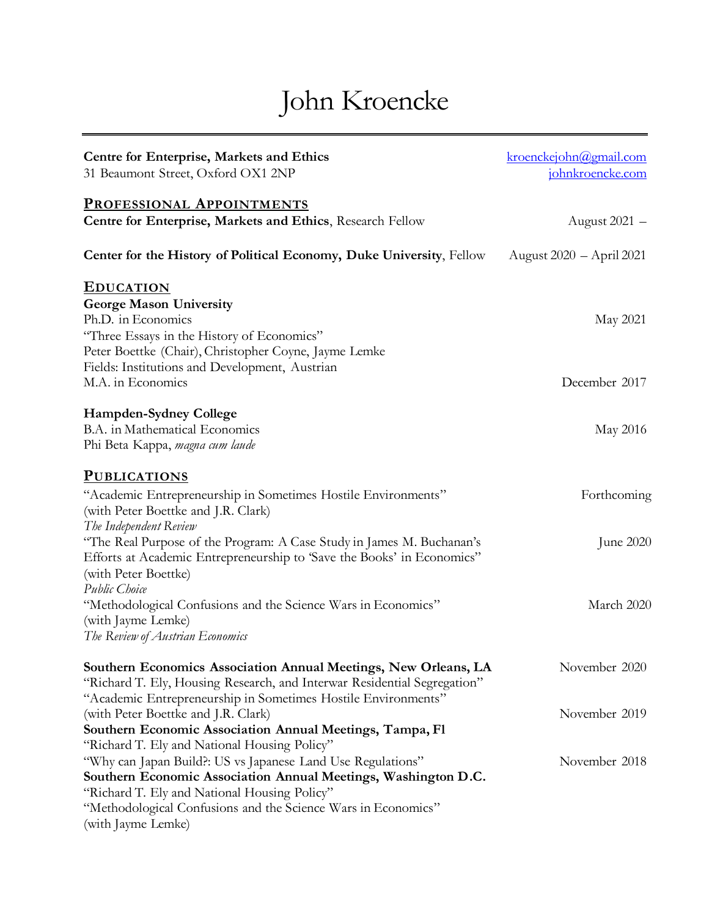# John Kroencke

**Centre for Enterprise, Markets and Ethics**
31 Beaumont Street, Oxford OX1 2NP

kroenckejohn@gmail.com
johnkroencke.com

## Professional Appointments

**Centre for Enterprise, Markets and Ethics**, Research Fellow — August 2021 –

**Center for the History of Political Economy, Duke University**, Fellow — August 2020 – April 2021

## Education

**George Mason University**
Ph.D. in Economics — May 2021
"Three Essays in the History of Economics"
Peter Boettke (Chair), Christopher Coyne, Jayme Lemke
Fields: Institutions and Development, Austrian
M.A. in Economics — December 2017

**Hampden-Sydney College**
B.A. in Mathematical Economics — May 2016
Phi Beta Kappa, *magna cum laude*

## Publications

"Academic Entrepreneurship in Sometimes Hostile Environments" — Forthcoming
(with Peter Boettke and J.R. Clark)
*The Independent Review*

"The Real Purpose of the Program: A Case Study in James M. Buchanan's Efforts at Academic Entrepreneurship to 'Save the Books' in Economics" — June 2020
(with Peter Boettke)
*Public Choice*

"Methodological Confusions and the Science Wars in Economics" — March 2020
(with Jayme Lemke)
*The Review of Austrian Economics*

**Southern Economics Association Annual Meetings, New Orleans, LA** — November 2020
"Richard T. Ely, Housing Research, and Interwar Residential Segregation"
"Academic Entrepreneurship in Sometimes Hostile Environments"
(with Peter Boettke and J.R. Clark)

**Southern Economic Association Annual Meetings, Tampa, Fl** — November 2019
"Richard T. Ely and National Housing Policy"
"Why can Japan Build?: US vs Japanese Land Use Regulations"

**Southern Economic Association Annual Meetings, Washington D.C.** — November 2018
"Richard T. Ely and National Housing Policy"
"Methodological Confusions and the Science Wars in Economics"
(with Jayme Lemke)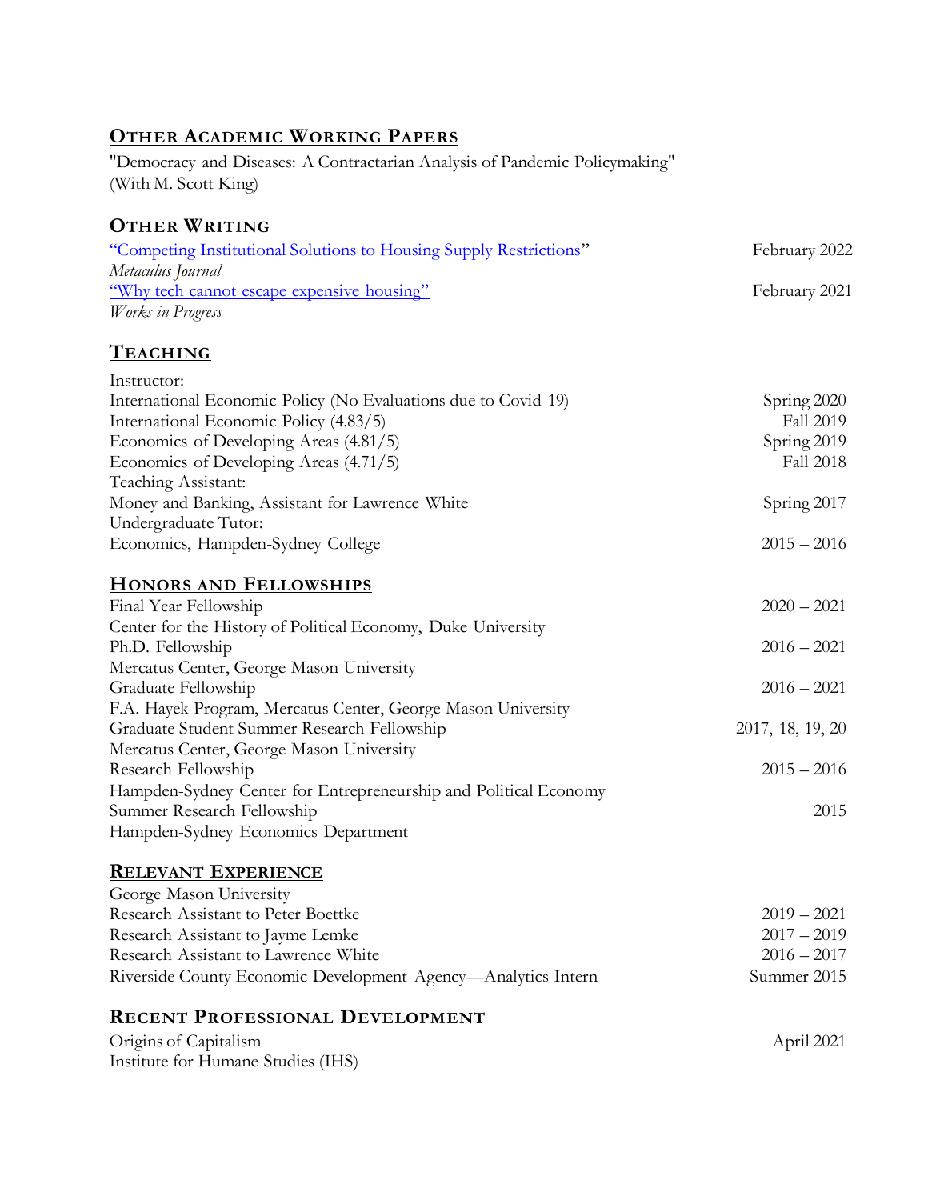## Other Academic Working Papers

"Democracy and Diseases: A Contractarian Analysis of Pandemic Policymaking"
(With M. Scott King)

## Other Writing

"Competing Institutional Solutions to Housing Supply Restrictions" — February 2022
*Metaculus Journal*

"Why tech cannot escape expensive housing" — February 2021
*Works in Progress*

## Teaching

Instructor:

| | |
|---|---|
| International Economic Policy (No Evaluations due to Covid-19) | Spring 2020 |
| International Economic Policy (4.83/5) | Fall 2019 |
| Economics of Developing Areas (4.81/5) | Spring 2019 |
| Economics of Developing Areas (4.71/5) | Fall 2018 |

Teaching Assistant:

| | |
|---|---|
| Money and Banking, Assistant for Lawrence White | Spring 2017 |

Undergraduate Tutor:

| | |
|---|---|
| Economics, Hampden-Sydney College | 2015 – 2016 |

## Honors and Fellowships

Final Year Fellowship — 2020 – 2021
Center for the History of Political Economy, Duke University

Ph.D. Fellowship — 2016 – 2021
Mercatus Center, George Mason University

Graduate Fellowship — 2016 – 2021
F.A. Hayek Program, Mercatus Center, George Mason University

Graduate Student Summer Research Fellowship — 2017, 18, 19, 20
Mercatus Center, George Mason University

Research Fellowship — 2015 – 2016
Hampden-Sydney Center for Entrepreneurship and Political Economy

Summer Research Fellowship — 2015
Hampden-Sydney Economics Department

## Relevant Experience

George Mason University

| | |
|---|---|
| Research Assistant to Peter Boettke | 2019 – 2021 |
| Research Assistant to Jayme Lemke | 2017 – 2019 |
| Research Assistant to Lawrence White | 2016 – 2017 |
| Riverside County Economic Development Agency—Analytics Intern | Summer 2015 |

## Recent Professional Development

Origins of Capitalism — April 2021
Institute for Humane Studies (IHS)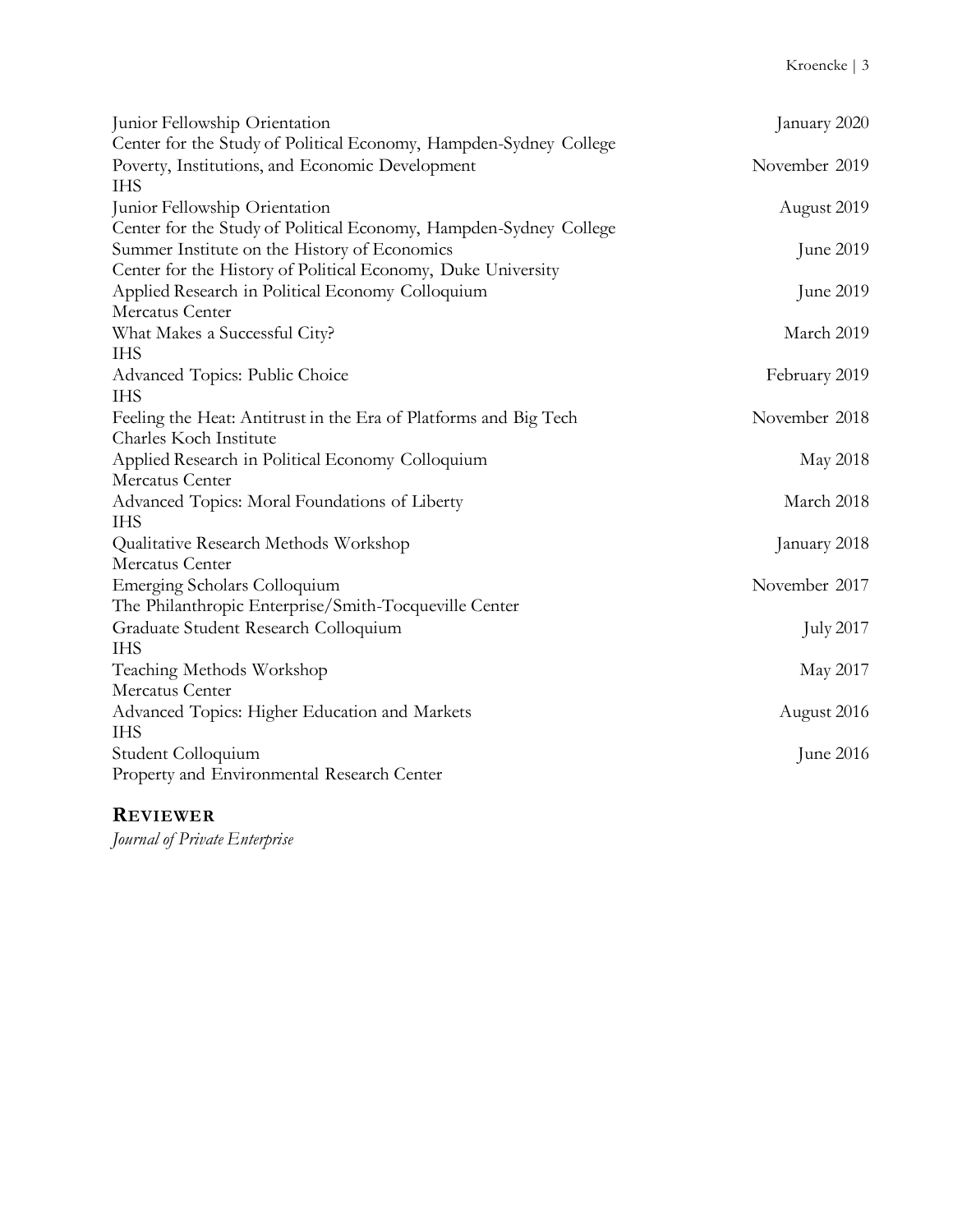Junior Fellowship Orientation January 2020
Center for the Study of Political Economy, Hampden-Sydney College

Poverty, Institutions, and Economic Development November 2019
IHS

Junior Fellowship Orientation August 2019
Center for the Study of Political Economy, Hampden-Sydney College

Summer Institute on the History of Economics June 2019
Center for the History of Political Economy, Duke University

Applied Research in Political Economy Colloquium June 2019
Mercatus Center

What Makes a Successful City? March 2019
IHS

Advanced Topics: Public Choice February 2019
IHS

Feeling the Heat: Antitrust in the Era of Platforms and Big Tech November 2018
Charles Koch Institute

Applied Research in Political Economy Colloquium May 2018
Mercatus Center

Advanced Topics: Moral Foundations of Liberty March 2018
IHS

Qualitative Research Methods Workshop January 2018
Mercatus Center

Emerging Scholars Colloquium November 2017
The Philanthropic Enterprise/Smith-Tocqueville Center

Graduate Student Research Colloquium July 2017
IHS

Teaching Methods Workshop May 2017
Mercatus Center

Advanced Topics: Higher Education and Markets August 2016
IHS

Student Colloquium June 2016
Property and Environmental Research Center

## REVIEWER

*Journal of Private Enterprise*